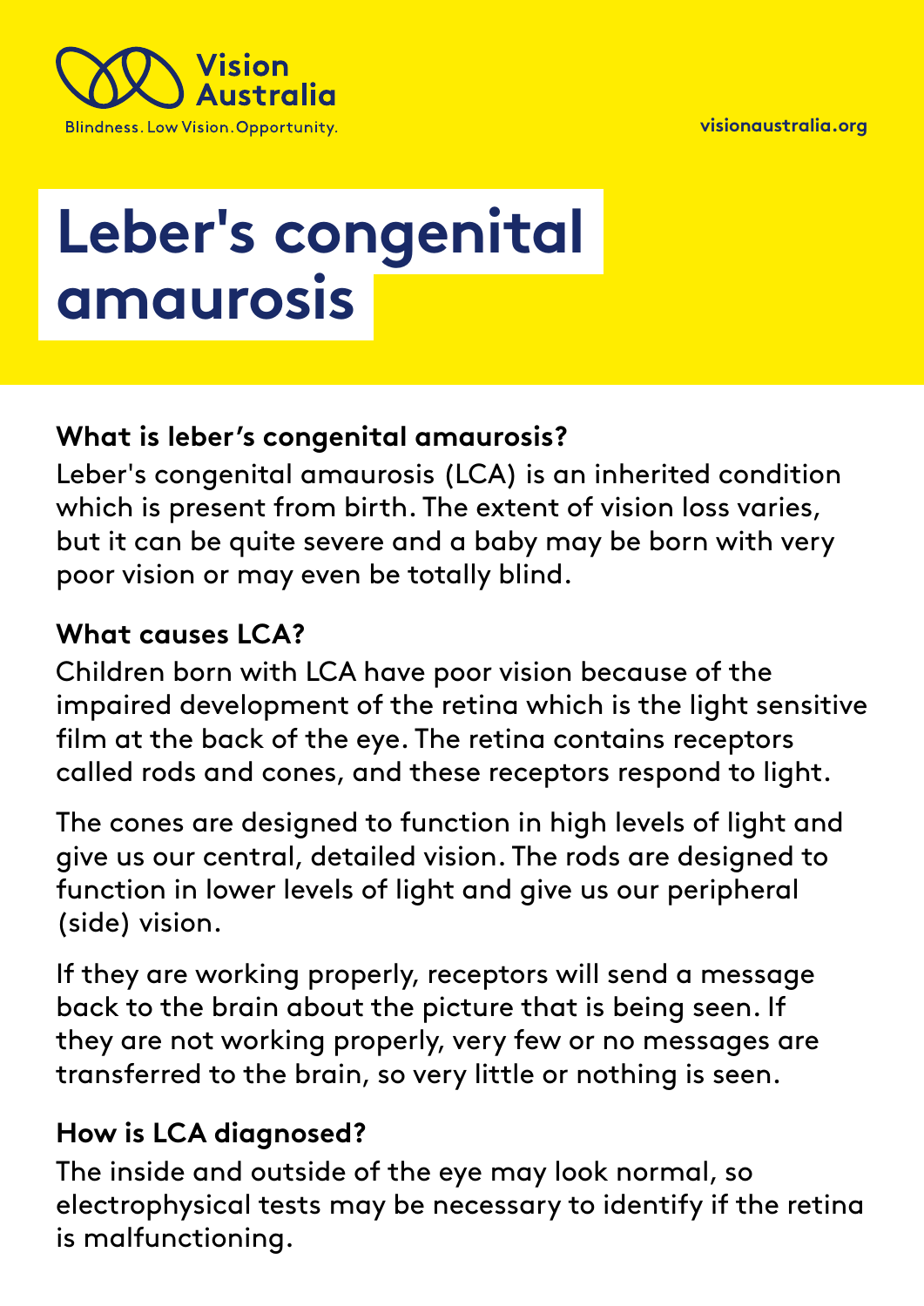Vision Australia

Blindness. Low Vision. Opportunity.

visionaustralia.org

# Leber's congenital amaurosis

### What is leber's congenital amaurosis?

Leber's congenital amaurosis (LCA) is an inherited condition which is present from birth. The extent of vision loss varies, but it can be quite severe and a baby may be born with very poor vision or may even be totally blind.

### What causes LCA?

Children born with LCA have poor vision because of the impaired development of the retina which is the light sensitive film at the back of the eye. The retina contains receptors called rods and cones, and these receptors respond to light.

The cones are designed to function in high levels of light and give us our central, detailed vision. The rods are designed to function in lower levels of light and give us our peripheral (side) vision.

If they are working properly, receptors will send a message back to the brain about the picture that is being seen. If they are not working properly, very few or no messages are transferred to the brain, so very little or nothing is seen.

### How is LCA diagnosed?

The inside and outside of the eye may look normal, so electrophysical tests may be necessary to identify if the retina is malfunctioning.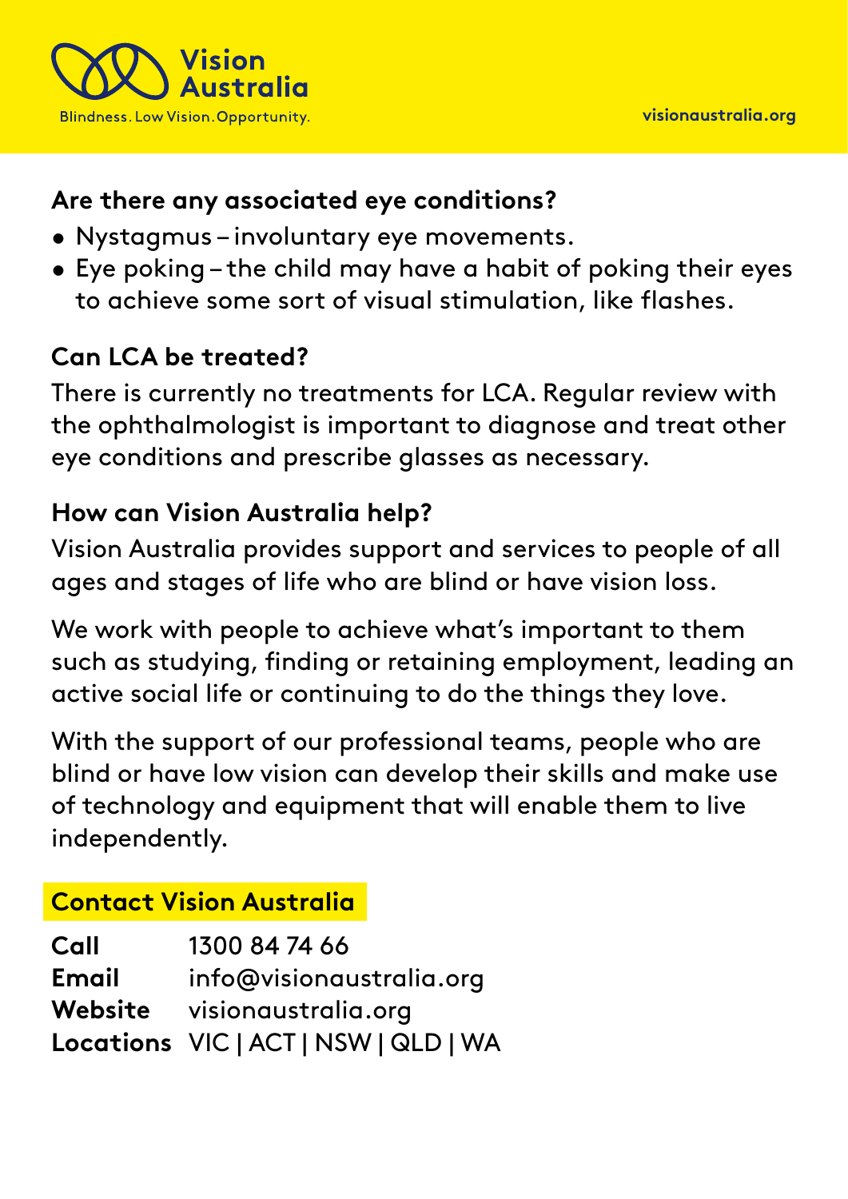## Are there any associated eye conditions?

- Nystagmus – involuntary eye movements.
- Eye poking – the child may have a habit of poking their eyes to achieve some sort of visual stimulation, like flashes.

## Can LCA be treated?

There is currently no treatments for LCA. Regular review with the ophthalmologist is important to diagnose and treat other eye conditions and prescribe glasses as necessary.

## How can Vision Australia help?

Vision Australia provides support and services to people of all ages and stages of life who are blind or have vision loss.

We work with people to achieve what's important to them such as studying, finding or retaining employment, leading an active social life or continuing to do the things they love.

With the support of our professional teams, people who are blind or have low vision can develop their skills and make use of technology and equipment that will enable them to live independently.

## Contact Vision Australia

| | |
|---|---|
| **Call** | 1300 84 74 66 |
| **Email** | info@visionaustralia.org |
| **Website** | visionaustralia.org |
| **Locations** | VIC \| ACT \| NSW \| QLD \| WA |